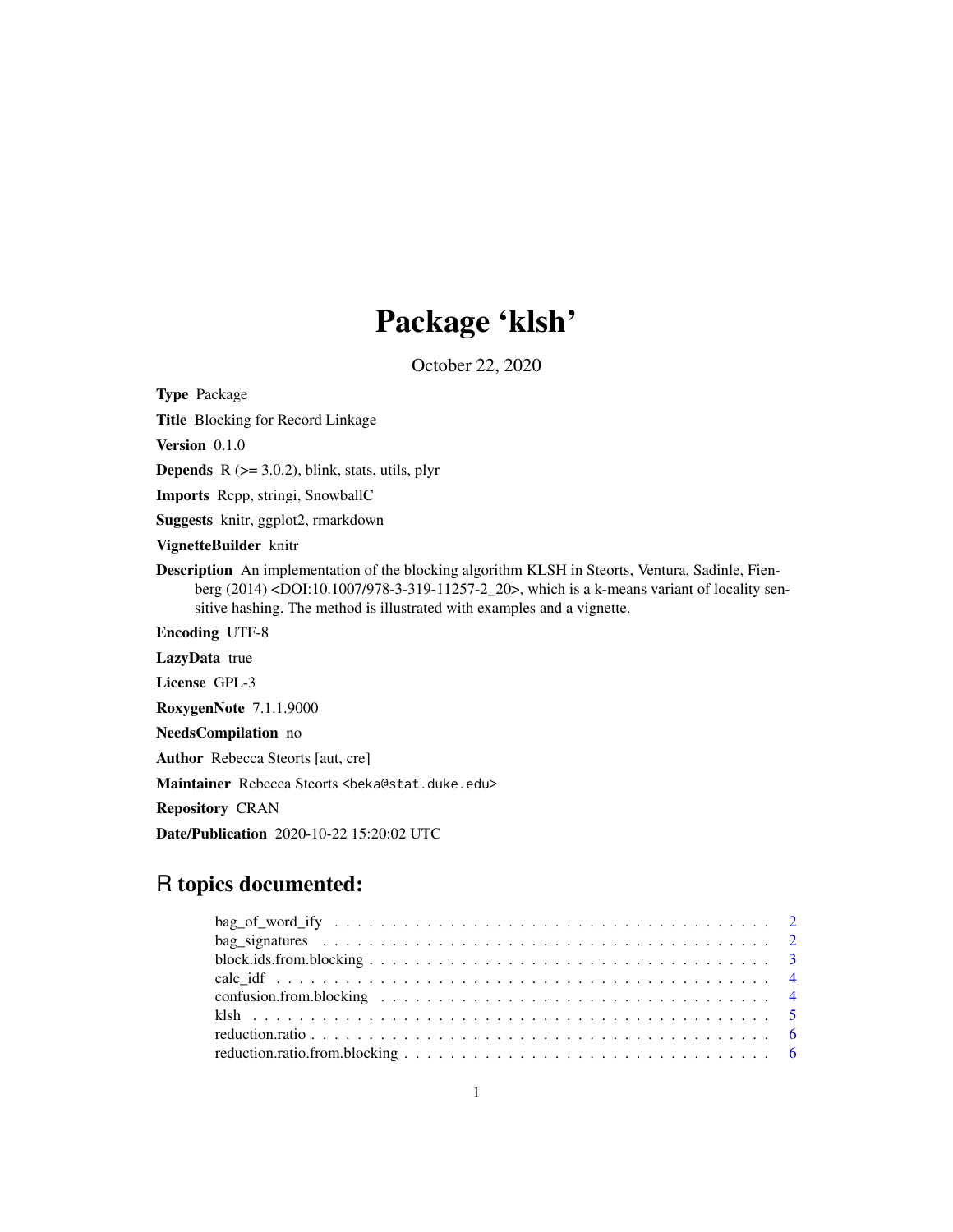# Package 'klsh'

October 22, 2020

**Type** Package

**Title** Blocking for Record Linkage

**Version** 0.1.0

**Depends** R (>= 3.0.2), blink, stats, utils, plyr

**Imports** Rcpp, stringi, SnowballC

**Suggests** knitr, ggplot2, rmarkdown

**VignetteBuilder** knitr

**Description** An implementation of the blocking algorithm KLSH in Steorts, Ventura, Sadinle, Fienberg (2014) <DOI:10.1007/978-3-319-11257-2_20>, which is a k-means variant of locality sensitive hashing. The method is illustrated with examples and a vignette.

**Encoding** UTF-8

**LazyData** true

**License** GPL-3

**RoxygenNote** 7.1.1.9000

**NeedsCompilation** no

**Author** Rebecca Steorts [aut, cre]

**Maintainer** Rebecca Steorts <beka@stat.duke.edu>

**Repository** CRAN

**Date/Publication** 2020-10-22 15:20:02 UTC

## R topics documented:

- bag_of_word_ify . . . . . . . . . . . . . . . . . . . . . . . . . . . . . . . . . . . . . . 2
- bag_signatures . . . . . . . . . . . . . . . . . . . . . . . . . . . . . . . . . . . . . . . 2
- block.ids.from.blocking . . . . . . . . . . . . . . . . . . . . . . . . . . . . . . . . . . . 3
- calc_idf . . . . . . . . . . . . . . . . . . . . . . . . . . . . . . . . . . . . . . . . . . . 4
- confusion.from.blocking . . . . . . . . . . . . . . . . . . . . . . . . . . . . . . . . . . 4
- klsh . . . . . . . . . . . . . . . . . . . . . . . . . . . . . . . . . . . . . . . . . . . . . 5
- reduction.ratio . . . . . . . . . . . . . . . . . . . . . . . . . . . . . . . . . . . . . . . 6
- reduction.ratio.from.blocking . . . . . . . . . . . . . . . . . . . . . . . . . . . . . . . . 6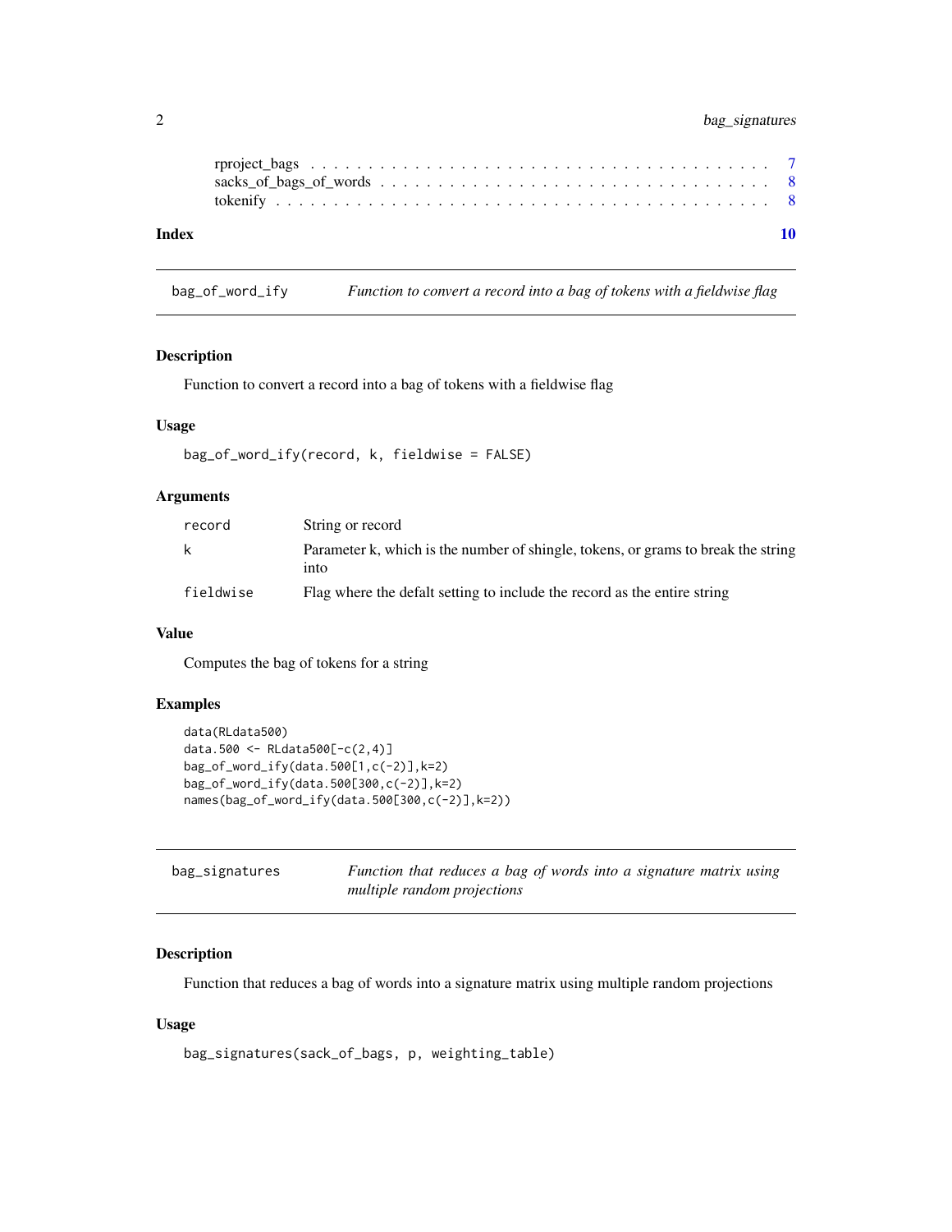| | |
|---|---|
| rproject_bags | 7 |
| sacks_of_bags_of_words | 8 |
| tokenify | 8 |

**Index** 10

## bag_of_word_ify — *Function to convert a record into a bag of tokens with a fieldwise flag*

### Description

Function to convert a record into a bag of tokens with a fieldwise flag

### Usage

```
bag_of_word_ify(record, k, fieldwise = FALSE)
```

### Arguments

| | |
|---|---|
| record | String or record |
| k | Parameter k, which is the number of shingle, tokens, or grams to break the string into |
| fieldwise | Flag where the defalt setting to include the record as the entire string |

### Value

Computes the bag of tokens for a string

### Examples

```
data(RLdata500)
data.500 <- RLdata500[-c(2,4)]
bag_of_word_ify(data.500[1,c(-2)],k=2)
bag_of_word_ify(data.500[300,c(-2)],k=2)
names(bag_of_word_ify(data.500[300,c(-2)],k=2))
```

## bag_signatures — *Function that reduces a bag of words into a signature matrix using multiple random projections*

### Description

Function that reduces a bag of words into a signature matrix using multiple random projections

### Usage

```
bag_signatures(sack_of_bags, p, weighting_table)
```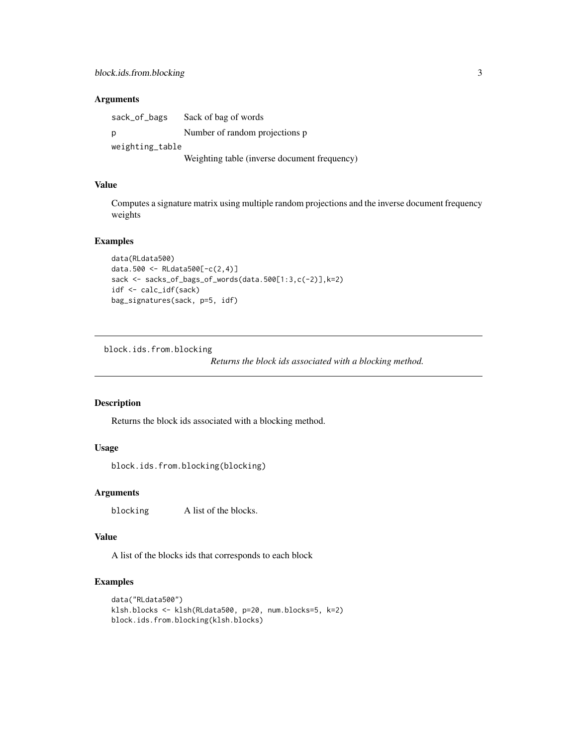### Arguments

| | |
|---|---|
| sack_of_bags | Sack of bag of words |
| p | Number of random projections p |
| weighting_table | Weighting table (inverse document frequency) |

### Value

Computes a signature matrix using multiple random projections and the inverse document frequency weights

### Examples

```
data(RLdata500)
data.500 <- RLdata500[-c(2,4)]
sack <- sacks_of_bags_of_words(data.500[1:3,c(-2)],k=2)
idf <- calc_idf(sack)
bag_signatures(sack, p=5, idf)
```

---

## block.ids.from.blocking

*Returns the block ids associated with a blocking method.*

---

### Description

Returns the block ids associated with a blocking method.

### Usage

```
block.ids.from.blocking(blocking)
```

### Arguments

| | |
|---|---|
| blocking | A list of the blocks. |

### Value

A list of the blocks ids that corresponds to each block

### Examples

```
data("RLdata500")
klsh.blocks <- klsh(RLdata500, p=20, num.blocks=5, k=2)
block.ids.from.blocking(klsh.blocks)
```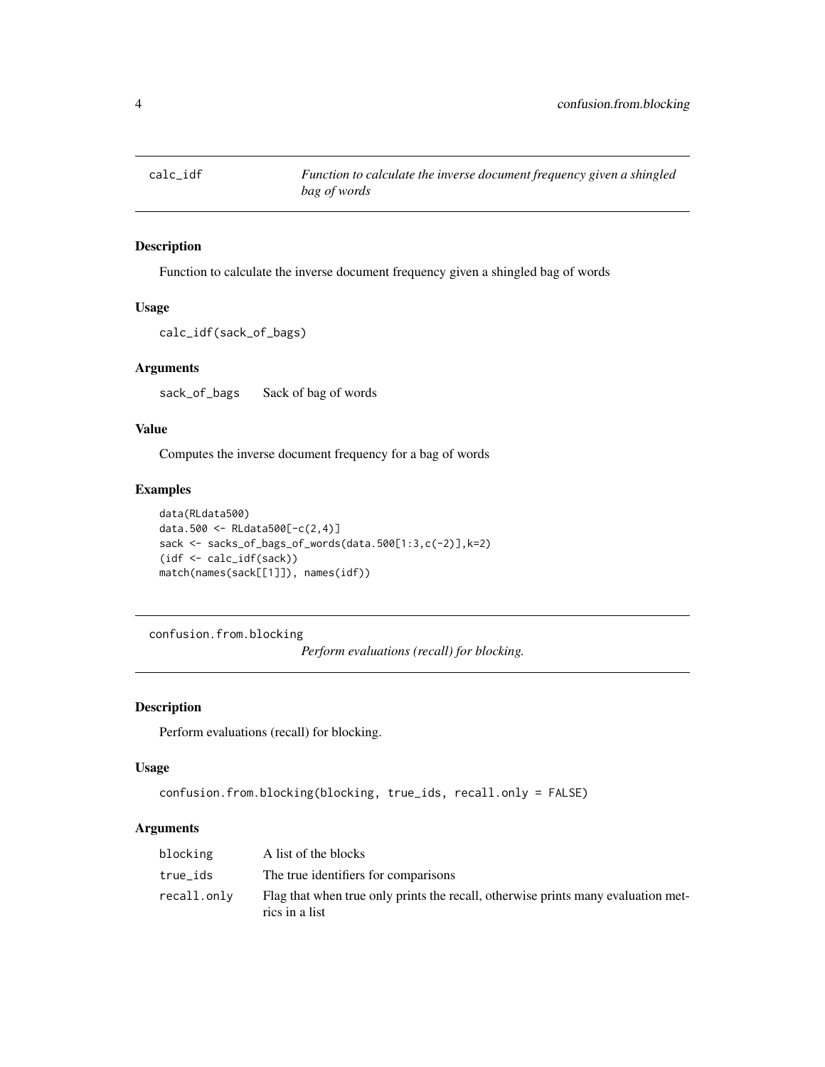## calc_idf

*Function to calculate the inverse document frequency given a shingled bag of words*

### Description

Function to calculate the inverse document frequency given a shingled bag of words

### Usage

```
calc_idf(sack_of_bags)
```

### Arguments

| | |
|---|---|
| sack_of_bags | Sack of bag of words |

### Value

Computes the inverse document frequency for a bag of words

### Examples

```
data(RLdata500)
data.500 <- RLdata500[-c(2,4)]
sack <- sacks_of_bags_of_words(data.500[1:3,c(-2)],k=2)
(idf <- calc_idf(sack))
match(names(sack[[1]]), names(idf))
```

## confusion.from.blocking

*Perform evaluations (recall) for blocking.*

### Description

Perform evaluations (recall) for blocking.

### Usage

```
confusion.from.blocking(blocking, true_ids, recall.only = FALSE)
```

### Arguments

| | |
|---|---|
| blocking | A list of the blocks |
| true_ids | The true identifiers for comparisons |
| recall.only | Flag that when true only prints the recall, otherwise prints many evaluation metrics in a list |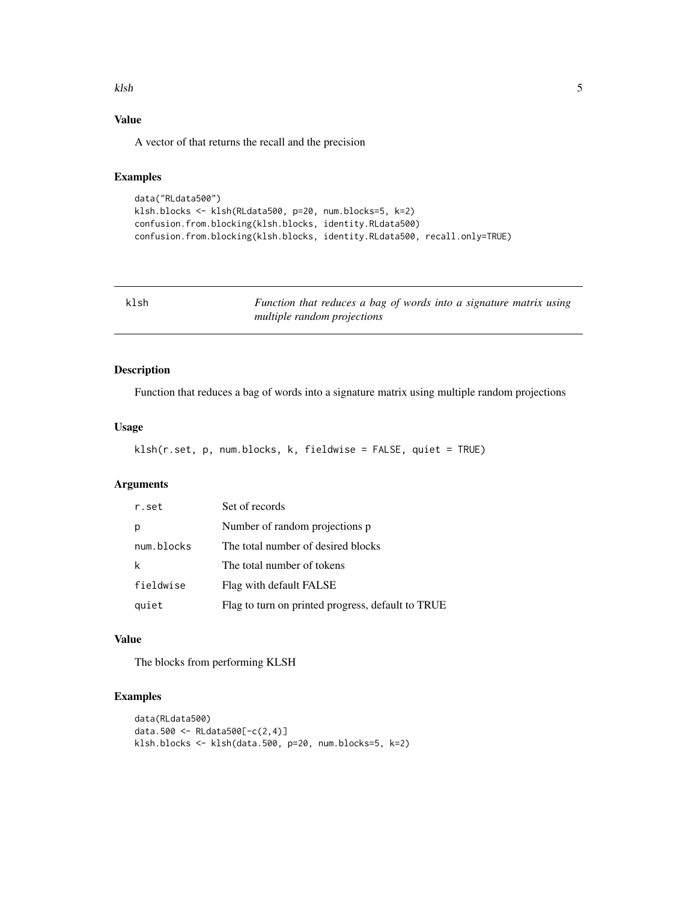### Value

A vector of that returns the recall and the precision

### Examples

```
data("RLdata500")
klsh.blocks <- klsh(RLdata500, p=20, num.blocks=5, k=2)
confusion.from.blocking(klsh.blocks, identity.RLdata500)
confusion.from.blocking(klsh.blocks, identity.RLdata500, recall.only=TRUE)
```

---

## klsh — *Function that reduces a bag of words into a signature matrix using multiple random projections*

---

### Description

Function that reduces a bag of words into a signature matrix using multiple random projections

### Usage

```
klsh(r.set, p, num.blocks, k, fieldwise = FALSE, quiet = TRUE)
```

### Arguments

| | |
|---|---|
| `r.set` | Set of records |
| `p` | Number of random projections p |
| `num.blocks` | The total number of desired blocks |
| `k` | The total number of tokens |
| `fieldwise` | Flag with default FALSE |
| `quiet` | Flag to turn on printed progress, default to TRUE |

### Value

The blocks from performing KLSH

### Examples

```
data(RLdata500)
data.500 <- RLdata500[-c(2,4)]
klsh.blocks <- klsh(data.500, p=20, num.blocks=5, k=2)
```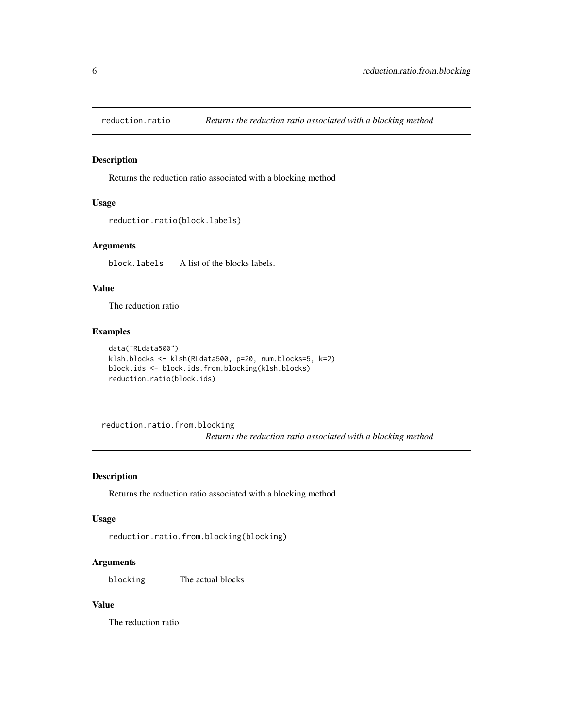## reduction.ratio — *Returns the reduction ratio associated with a blocking method*

### Description

Returns the reduction ratio associated with a blocking method

### Usage

```
reduction.ratio(block.labels)
```

### Arguments

| | |
|---|---|
| `block.labels` | A list of the blocks labels. |

### Value

The reduction ratio

### Examples

```
data("RLdata500")
klsh.blocks <- klsh(RLdata500, p=20, num.blocks=5, k=2)
block.ids <- block.ids.from.blocking(klsh.blocks)
reduction.ratio(block.ids)
```

## reduction.ratio.from.blocking — *Returns the reduction ratio associated with a blocking method*

### Description

Returns the reduction ratio associated with a blocking method

### Usage

```
reduction.ratio.from.blocking(blocking)
```

### Arguments

| | |
|---|---|
| `blocking` | The actual blocks |

### Value

The reduction ratio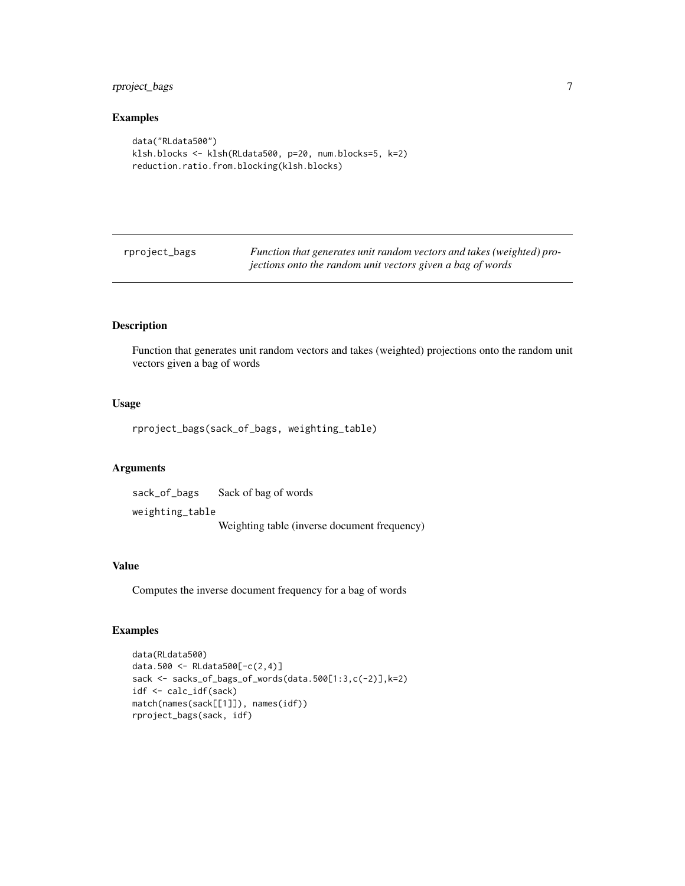## Examples

```
data("RLdata500")
klsh.blocks <- klsh(RLdata500, p=20, num.blocks=5, k=2)
reduction.ratio.from.blocking(klsh.blocks)
```

---

# rproject_bags

*Function that generates unit random vectors and takes (weighted) projections onto the random unit vectors given a bag of words*

---

## Description

Function that generates unit random vectors and takes (weighted) projections onto the random unit vectors given a bag of words

## Usage

```
rproject_bags(sack_of_bags, weighting_table)
```

## Arguments

| | |
|---|---|
| `sack_of_bags` | Sack of bag of words |
| `weighting_table` | Weighting table (inverse document frequency) |

## Value

Computes the inverse document frequency for a bag of words

## Examples

```
data(RLdata500)
data.500 <- RLdata500[-c(2,4)]
sack <- sacks_of_bags_of_words(data.500[1:3,c(-2)],k=2)
idf <- calc_idf(sack)
match(names(sack[[1]]), names(idf))
rproject_bags(sack, idf)
```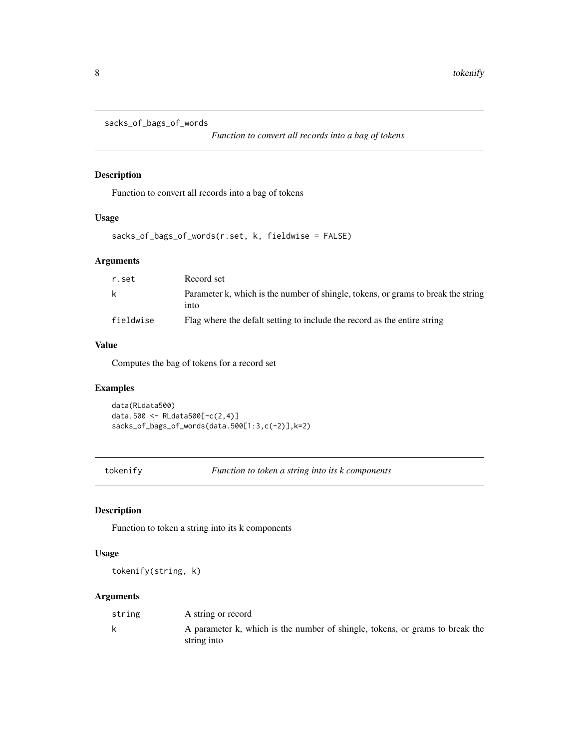## sacks_of_bags_of_words

*Function to convert all records into a bag of tokens*

### Description

Function to convert all records into a bag of tokens

### Usage

```
sacks_of_bags_of_words(r.set, k, fieldwise = FALSE)
```

### Arguments

| | |
|---|---|
| r.set | Record set |
| k | Parameter k, which is the number of shingle, tokens, or grams to break the string into |
| fieldwise | Flag where the defalt setting to include the record as the entire string |

### Value

Computes the bag of tokens for a record set

### Examples

```
data(RLdata500)
data.500 <- RLdata500[-c(2,4)]
sacks_of_bags_of_words(data.500[1:3,c(-2)],k=2)
```

## tokenify

*Function to token a string into its k components*

### Description

Function to token a string into its k components

### Usage

```
tokenify(string, k)
```

### Arguments

| | |
|---|---|
| string | A string or record |
| k | A parameter k, which is the number of shingle, tokens, or grams to break the string into |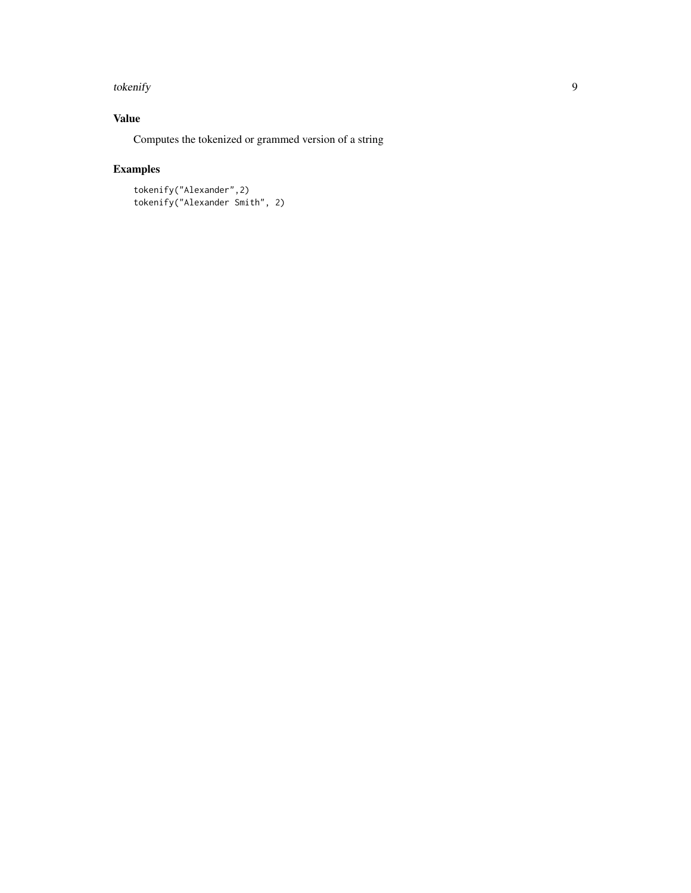## Value

Computes the tokenized or grammed version of a string

## Examples

```
tokenify("Alexander",2)
tokenify("Alexander Smith", 2)
```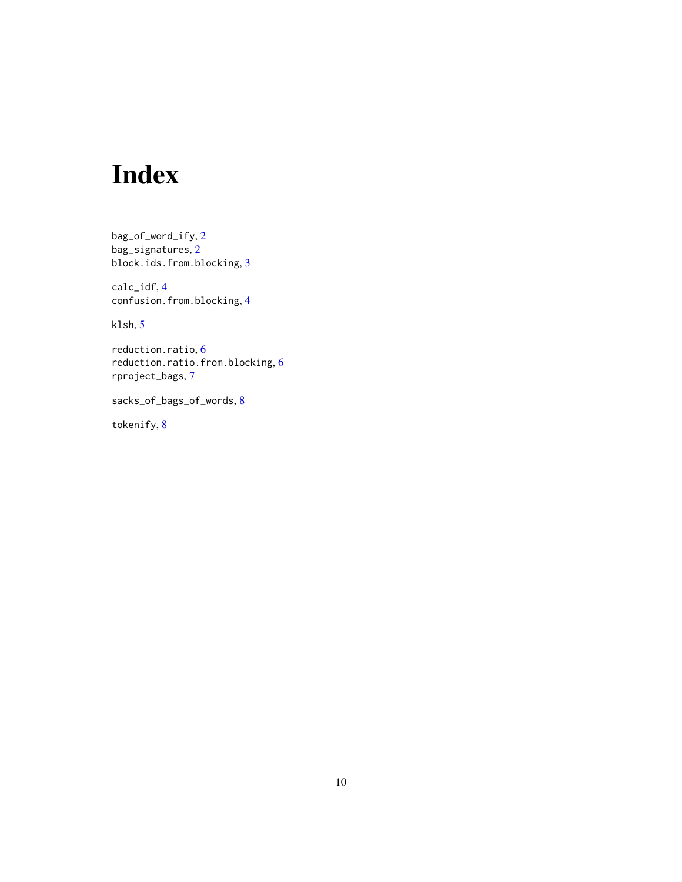# Index

bag_of_word_ify, 2
bag_signatures, 2
block.ids.from.blocking, 3

calc_idf, 4
confusion.from.blocking, 4

klsh, 5

reduction.ratio, 6
reduction.ratio.from.blocking, 6
rproject_bags, 7

sacks_of_bags_of_words, 8

tokenify, 8